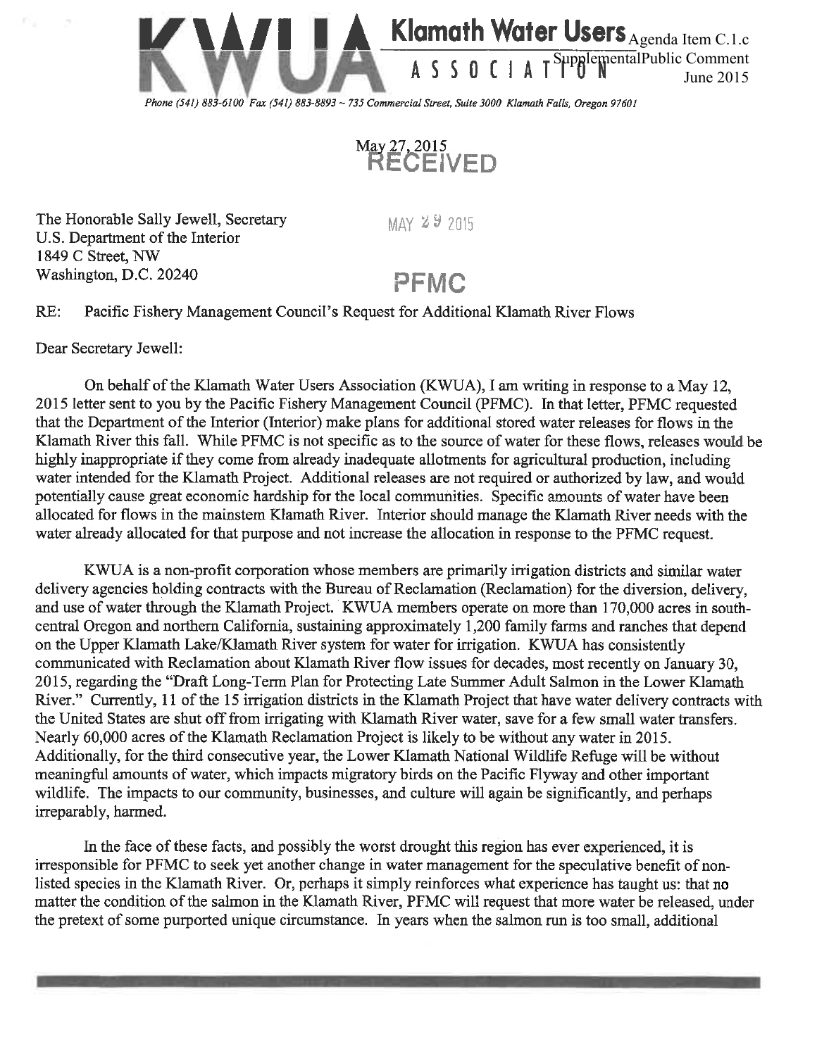# Klamath Water Users ASSOCIATION

Agenda Item C.1.c
Supplemental Public Comment
June 2015

*Phone (541) 883-6100 Fax (541) 883-8893 ~ 735 Commercial Street, Suite 3000 Klamath Falls, Oregon 97601*

May 27, 2015

RECEIVED

MAY 29 2015

PFMC

The Honorable Sally Jewell, Secretary
U.S. Department of the Interior
1849 C Street, NW
Washington, D.C. 20240

RE: Pacific Fishery Management Council's Request for Additional Klamath River Flows

Dear Secretary Jewell:

On behalf of the Klamath Water Users Association (KWUA), I am writing in response to a May 12, 2015 letter sent to you by the Pacific Fishery Management Council (PFMC). In that letter, PFMC requested that the Department of the Interior (Interior) make plans for additional stored water releases for flows in the Klamath River this fall. While PFMC is not specific as to the source of water for these flows, releases would be highly inappropriate if they come from already inadequate allotments for agricultural production, including water intended for the Klamath Project. Additional releases are not required or authorized by law, and would potentially cause great economic hardship for the local communities. Specific amounts of water have been allocated for flows in the mainstem Klamath River. Interior should manage the Klamath River needs with the water already allocated for that purpose and not increase the allocation in response to the PFMC request.

KWUA is a non-profit corporation whose members are primarily irrigation districts and similar water delivery agencies holding contracts with the Bureau of Reclamation (Reclamation) for the diversion, delivery, and use of water through the Klamath Project. KWUA members operate on more than 170,000 acres in south-central Oregon and northern California, sustaining approximately 1,200 family farms and ranches that depend on the Upper Klamath Lake/Klamath River system for water for irrigation. KWUA has consistently communicated with Reclamation about Klamath River flow issues for decades, most recently on January 30, 2015, regarding the "Draft Long-Term Plan for Protecting Late Summer Adult Salmon in the Lower Klamath River." Currently, 11 of the 15 irrigation districts in the Klamath Project that have water delivery contracts with the United States are shut off from irrigating with Klamath River water, save for a few small water transfers. Nearly 60,000 acres of the Klamath Reclamation Project is likely to be without any water in 2015. Additionally, for the third consecutive year, the Lower Klamath National Wildlife Refuge will be without meaningful amounts of water, which impacts migratory birds on the Pacific Flyway and other important wildlife. The impacts to our community, businesses, and culture will again be significantly, and perhaps irreparably, harmed.

In the face of these facts, and possibly the worst drought this region has ever experienced, it is irresponsible for PFMC to seek yet another change in water management for the speculative benefit of non-listed species in the Klamath River. Or, perhaps it simply reinforces what experience has taught us: that no matter the condition of the salmon in the Klamath River, PFMC will request that more water be released, under the pretext of some purported unique circumstance. In years when the salmon run is too small, additional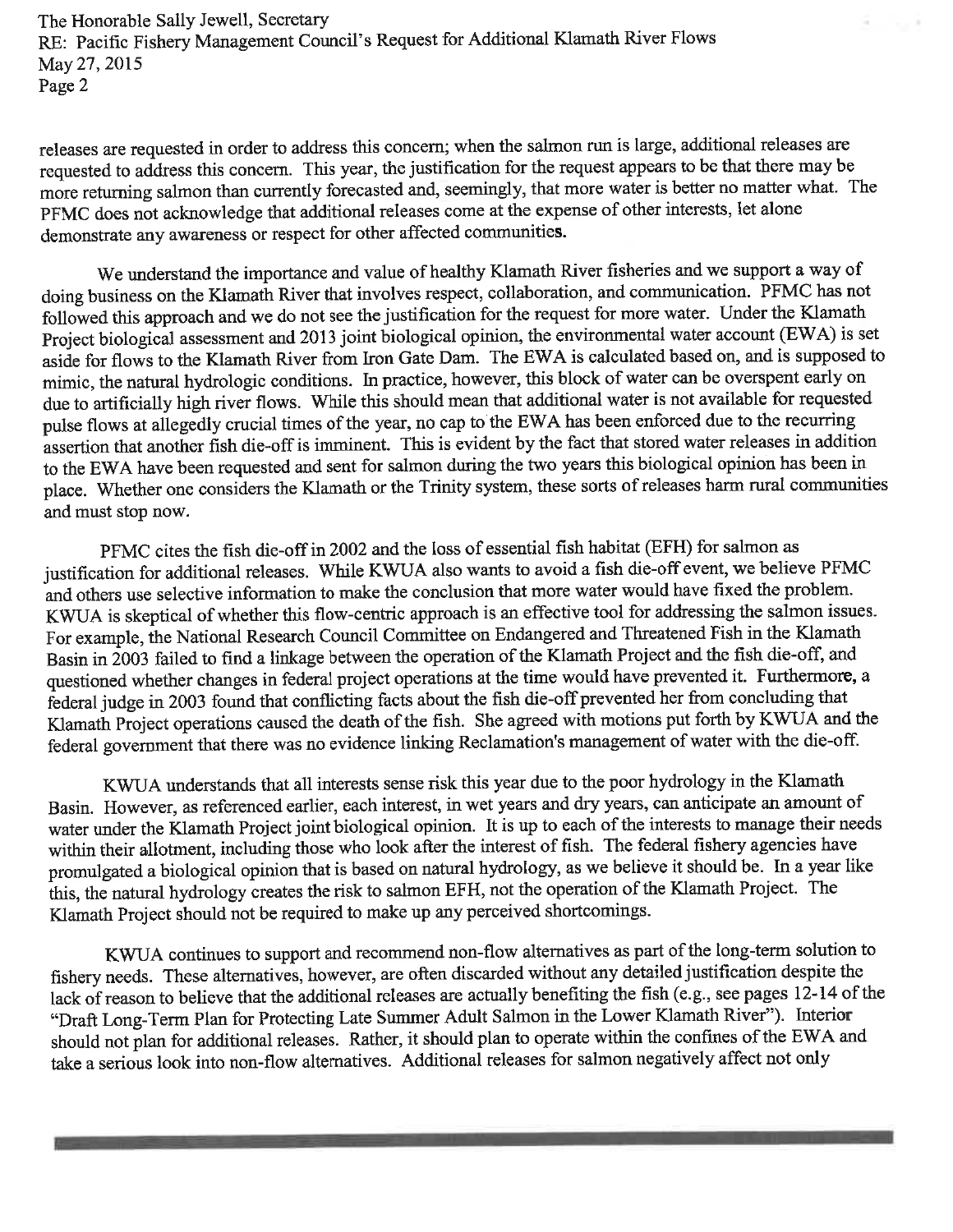releases are requested in order to address this concern; when the salmon run is large, additional releases are requested to address this concern. This year, the justification for the request appears to be that there may be more returning salmon than currently forecasted and, seemingly, that more water is better no matter what. The PFMC does not acknowledge that additional releases come at the expense of other interests, let alone demonstrate any awareness or respect for other affected communities.

We understand the importance and value of healthy Klamath River fisheries and we support a way of doing business on the Klamath River that involves respect, collaboration, and communication. PFMC has not followed this approach and we do not see the justification for the request for more water. Under the Klamath Project biological assessment and 2013 joint biological opinion, the environmental water account (EWA) is set aside for flows to the Klamath River from Iron Gate Dam. The EWA is calculated based on, and is supposed to mimic, the natural hydrologic conditions. In practice, however, this block of water can be overspent early on due to artificially high river flows. While this should mean that additional water is not available for requested pulse flows at allegedly crucial times of the year, no cap to the EWA has been enforced due to the recurring assertion that another fish die-off is imminent. This is evident by the fact that stored water releases in addition to the EWA have been requested and sent for salmon during the two years this biological opinion has been in place. Whether one considers the Klamath or the Trinity system, these sorts of releases harm rural communities and must stop now.

PFMC cites the fish die-off in 2002 and the loss of essential fish habitat (EFH) for salmon as justification for additional releases. While KWUA also wants to avoid a fish die-off event, we believe PFMC and others use selective information to make the conclusion that more water would have fixed the problem. KWUA is skeptical of whether this flow-centric approach is an effective tool for addressing the salmon issues. For example, the National Research Council Committee on Endangered and Threatened Fish in the Klamath Basin in 2003 failed to find a linkage between the operation of the Klamath Project and the fish die-off, and questioned whether changes in federal project operations at the time would have prevented it. Furthermore, a federal judge in 2003 found that conflicting facts about the fish die-off prevented her from concluding that Klamath Project operations caused the death of the fish. She agreed with motions put forth by KWUA and the federal government that there was no evidence linking Reclamation's management of water with the die-off.

KWUA understands that all interests sense risk this year due to the poor hydrology in the Klamath Basin. However, as referenced earlier, each interest, in wet years and dry years, can anticipate an amount of water under the Klamath Project joint biological opinion. It is up to each of the interests to manage their needs within their allotment, including those who look after the interest of fish. The federal fishery agencies have promulgated a biological opinion that is based on natural hydrology, as we believe it should be. In a year like this, the natural hydrology creates the risk to salmon EFH, not the operation of the Klamath Project. The Klamath Project should not be required to make up any perceived shortcomings.

KWUA continues to support and recommend non-flow alternatives as part of the long-term solution to fishery needs. These alternatives, however, are often discarded without any detailed justification despite the lack of reason to believe that the additional releases are actually benefiting the fish (e.g., see pages 12-14 of the "Draft Long-Term Plan for Protecting Late Summer Adult Salmon in the Lower Klamath River"). Interior should not plan for additional releases. Rather, it should plan to operate within the confines of the EWA and take a serious look into non-flow alternatives. Additional releases for salmon negatively affect not only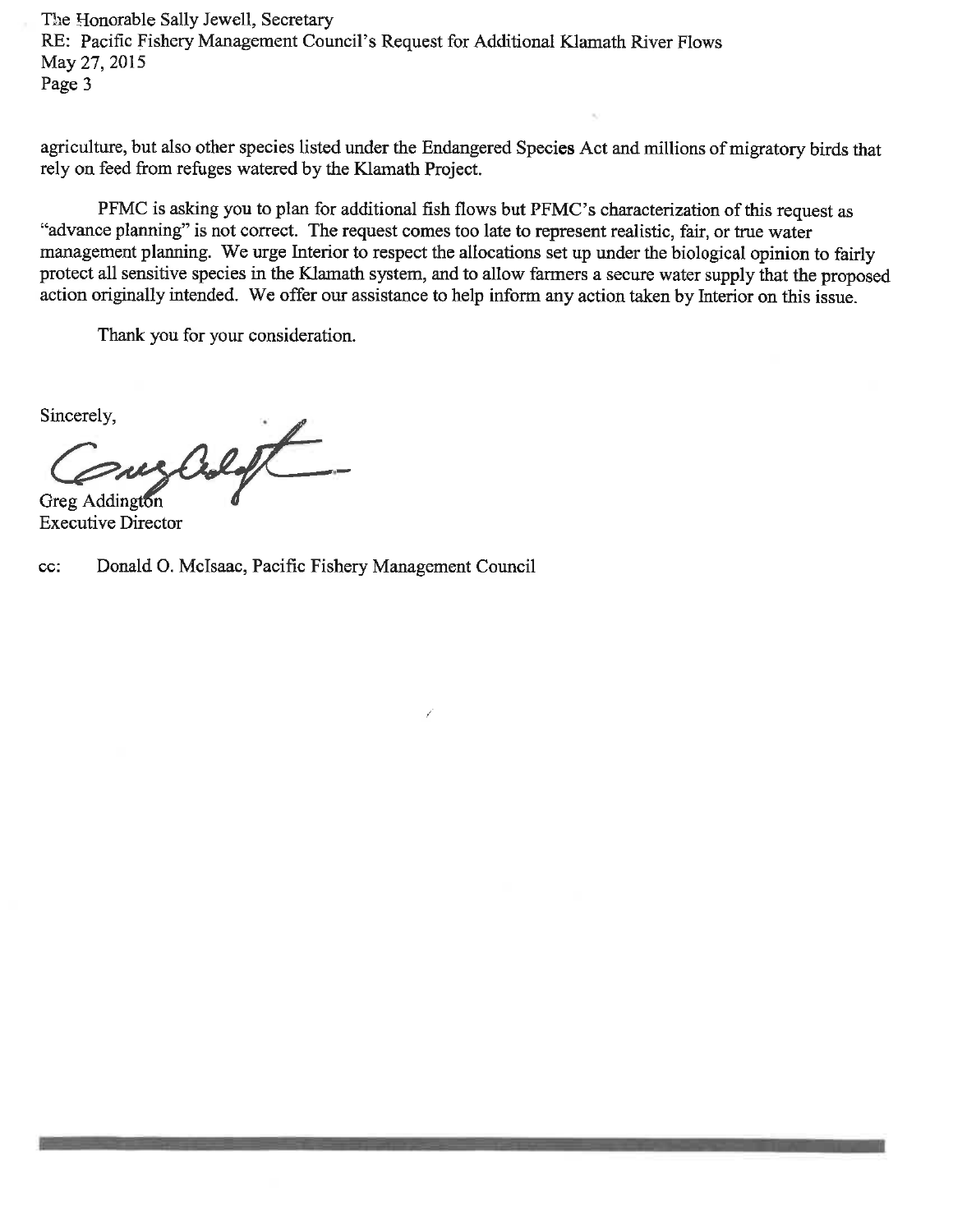agriculture, but also other species listed under the Endangered Species Act and millions of migratory birds that rely on feed from refuges watered by the Klamath Project.

PFMC is asking you to plan for additional fish flows but PFMC's characterization of this request as "advance planning" is not correct. The request comes too late to represent realistic, fair, or true water management planning. We urge Interior to respect the allocations set up under the biological opinion to fairly protect all sensitive species in the Klamath system, and to allow farmers a secure water supply that the proposed action originally intended. We offer our assistance to help inform any action taken by Interior on this issue.

Thank you for your consideration.

Sincerely,

Greg Addington
Executive Director

cc: Donald O. McIsaac, Pacific Fishery Management Council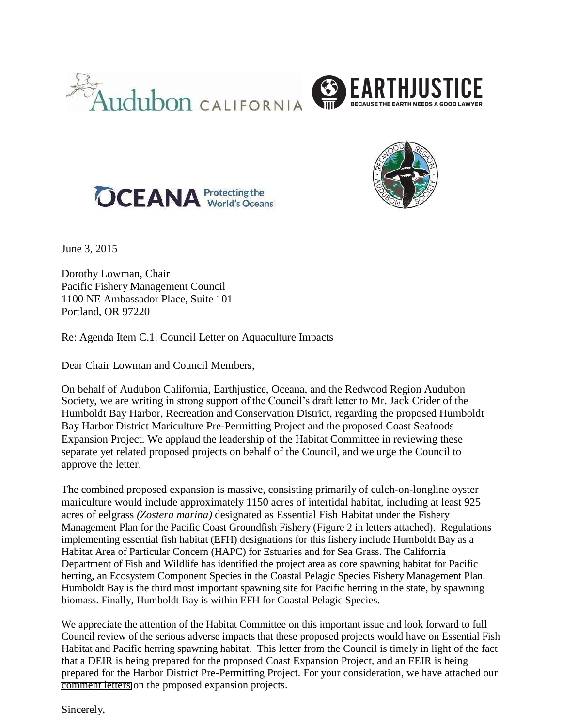June 3, 2015

Dorothy Lowman, Chair
Pacific Fishery Management Council
1100 NE Ambassador Place, Suite 101
Portland, OR 97220

Re: Agenda Item C.1. Council Letter on Aquaculture Impacts

Dear Chair Lowman and Council Members,

On behalf of Audubon California, Earthjustice, Oceana, and the Redwood Region Audubon Society, we are writing in strong support of the Council's draft letter to Mr. Jack Crider of the Humboldt Bay Harbor, Recreation and Conservation District, regarding the proposed Humboldt Bay Harbor District Mariculture Pre-Permitting Project and the proposed Coast Seafoods Expansion Project. We applaud the leadership of the Habitat Committee in reviewing these separate yet related proposed projects on behalf of the Council, and we urge the Council to approve the letter.

The combined proposed expansion is massive, consisting primarily of culch-on-longline oyster mariculture would include approximately 1150 acres of intertidal habitat, including at least 925 acres of eelgrass *(Zostera marina)* designated as Essential Fish Habitat under the Fishery Management Plan for the Pacific Coast Groundfish Fishery (Figure 2 in letters attached). Regulations implementing essential fish habitat (EFH) designations for this fishery include Humboldt Bay as a Habitat Area of Particular Concern (HAPC) for Estuaries and for Sea Grass. The California Department of Fish and Wildlife has identified the project area as core spawning habitat for Pacific herring, an Ecosystem Component Species in the Coastal Pelagic Species Fishery Management Plan. Humboldt Bay is the third most important spawning site for Pacific herring in the state, by spawning biomass. Finally, Humboldt Bay is within EFH for Coastal Pelagic Species.

We appreciate the attention of the Habitat Committee on this important issue and look forward to full Council review of the serious adverse impacts that these proposed projects would have on Essential Fish Habitat and Pacific herring spawning habitat. This letter from the Council is timely in light of the fact that a DEIR is being prepared for the proposed Coast Expansion Project, and an FEIR is being prepared for the Harbor District Pre-Permitting Project. For your consideration, we have attached our comment letters on the proposed expansion projects.

Sincerely,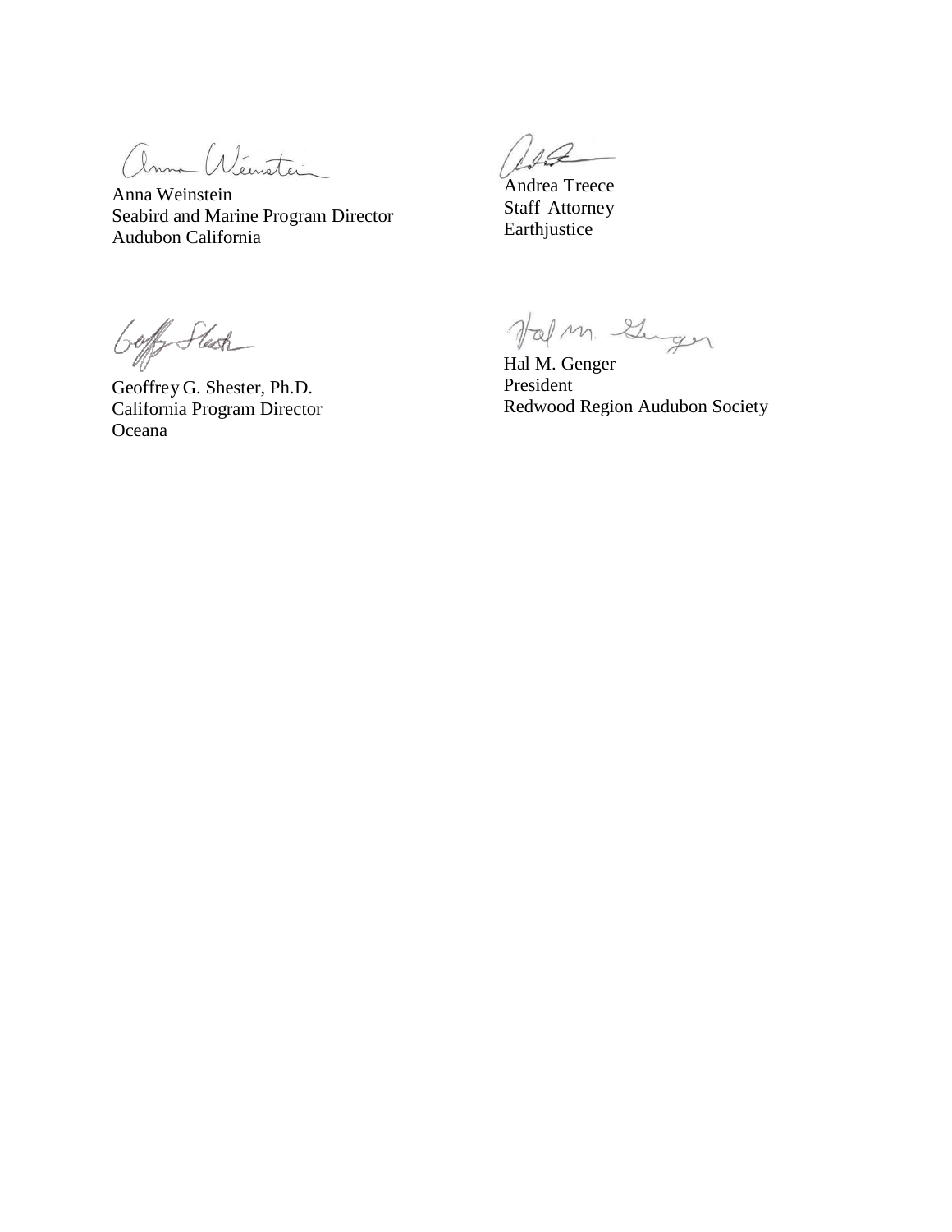Anna Weinstein
Seabird and Marine Program Director
Audubon California

Andrea Treece
Staff Attorney
Earthjustice

Geoffrey G. Shester, Ph.D.
California Program Director
Oceana

Hal M. Genger
President
Redwood Region Audubon Society